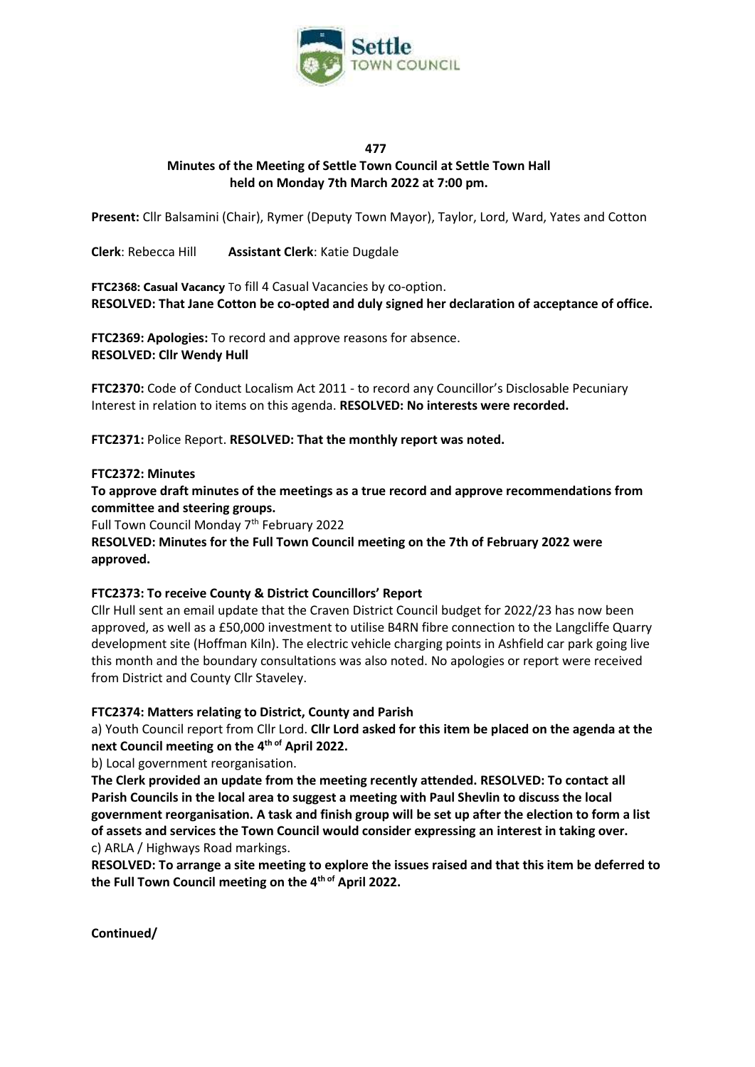477

## Minutes of the Meeting of Settle Town Council at Settle Town Hall held on Monday 7th March 2022 at 7:00 pm.

**Present:** Cllr Balsamini (Chair), Rymer (Deputy Town Mayor), Taylor, Lord, Ward, Yates and Cotton

**Clerk**: Rebecca Hill **Assistant Clerk**: Katie Dugdale

**FTC2368: Casual Vacancy** To fill 4 Casual Vacancies by co-option.
**RESOLVED: That Jane Cotton be co-opted and duly signed her declaration of acceptance of office.**

**FTC2369: Apologies:** To record and approve reasons for absence.
**RESOLVED: Cllr Wendy Hull**

**FTC2370:** Code of Conduct Localism Act 2011 - to record any Councillor's Disclosable Pecuniary Interest in relation to items on this agenda. **RESOLVED: No interests were recorded.**

**FTC2371:** Police Report. **RESOLVED: That the monthly report was noted.**

**FTC2372: Minutes**

**To approve draft minutes of the meetings as a true record and approve recommendations from committee and steering groups.**

Full Town Council Monday 7th February 2022

**RESOLVED: Minutes for the Full Town Council meeting on the 7th of February 2022 were approved.**

**FTC2373: To receive County & District Councillors' Report**

Cllr Hull sent an email update that the Craven District Council budget for 2022/23 has now been approved, as well as a £50,000 investment to utilise B4RN fibre connection to the Langcliffe Quarry development site (Hoffman Kiln). The electric vehicle charging points in Ashfield car park going live this month and the boundary consultations was also noted. No apologies or report were received from District and County Cllr Staveley.

**FTC2374: Matters relating to District, County and Parish**

a) Youth Council report from Cllr Lord. **Cllr Lord asked for this item be placed on the agenda at the next Council meeting on the 4th of April 2022.**

b) Local government reorganisation.

**The Clerk provided an update from the meeting recently attended. RESOLVED: To contact all Parish Councils in the local area to suggest a meeting with Paul Shevlin to discuss the local government reorganisation. A task and finish group will be set up after the election to form a list of assets and services the Town Council would consider expressing an interest in taking over.**

c) ARLA / Highways Road markings.

**RESOLVED: To arrange a site meeting to explore the issues raised and that this item be deferred to the Full Town Council meeting on the 4th of April 2022.**

**Continued/**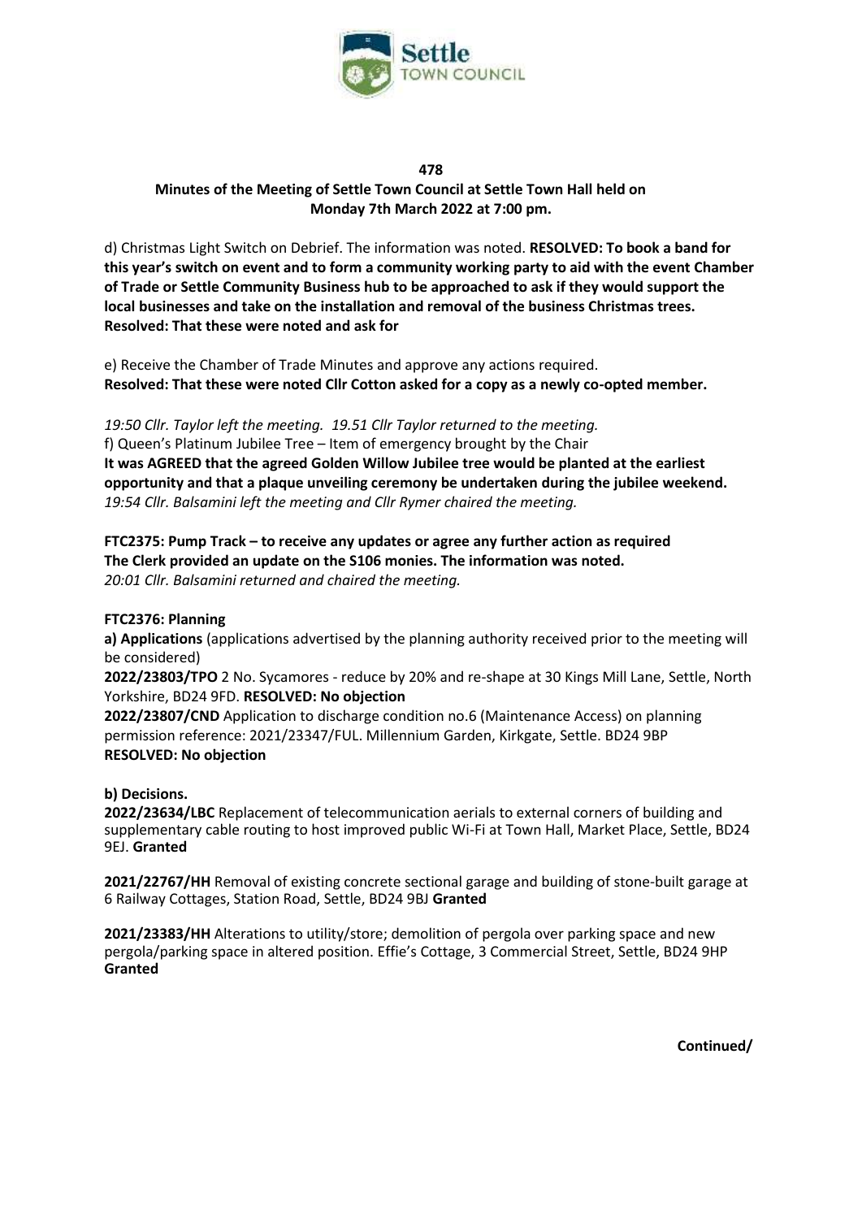**478**

**Minutes of the Meeting of Settle Town Council at Settle Town Hall held on Monday 7th March 2022 at 7:00 pm.**

d) Christmas Light Switch on Debrief. The information was noted. **RESOLVED: To book a band for this year's switch on event and to form a community working party to aid with the event Chamber of Trade or Settle Community Business hub to be approached to ask if they would support the local businesses and take on the installation and removal of the business Christmas trees. Resolved: That these were noted and ask for**

e) Receive the Chamber of Trade Minutes and approve any actions required.
**Resolved: That these were noted Cllr Cotton asked for a copy as a newly co-opted member.**

*19:50 Cllr. Taylor left the meeting. 19.51 Cllr Taylor returned to the meeting.*
f) Queen's Platinum Jubilee Tree – Item of emergency brought by the Chair
**It was AGREED that the agreed Golden Willow Jubilee tree would be planted at the earliest opportunity and that a plaque unveiling ceremony be undertaken during the jubilee weekend.**
*19:54 Cllr. Balsamini left the meeting and Cllr Rymer chaired the meeting.*

**FTC2375: Pump Track – to receive any updates or agree any further action as required**
**The Clerk provided an update on the S106 monies. The information was noted.**
*20:01 Cllr. Balsamini returned and chaired the meeting.*

**FTC2376: Planning**

**a) Applications** (applications advertised by the planning authority received prior to the meeting will be considered)

**2022/23803/TPO** 2 No. Sycamores - reduce by 20% and re-shape at 30 Kings Mill Lane, Settle, North Yorkshire, BD24 9FD. **RESOLVED: No objection**

**2022/23807/CND** Application to discharge condition no.6 (Maintenance Access) on planning permission reference: 2021/23347/FUL. Millennium Garden, Kirkgate, Settle. BD24 9BP
**RESOLVED: No objection**

**b) Decisions.**

**2022/23634/LBC** Replacement of telecommunication aerials to external corners of building and supplementary cable routing to host improved public Wi-Fi at Town Hall, Market Place, Settle, BD24 9EJ. **Granted**

**2021/22767/HH** Removal of existing concrete sectional garage and building of stone-built garage at 6 Railway Cottages, Station Road, Settle, BD24 9BJ **Granted**

**2021/23383/HH** Alterations to utility/store; demolition of pergola over parking space and new pergola/parking space in altered position. Effie's Cottage, 3 Commercial Street, Settle, BD24 9HP **Granted**

**Continued/**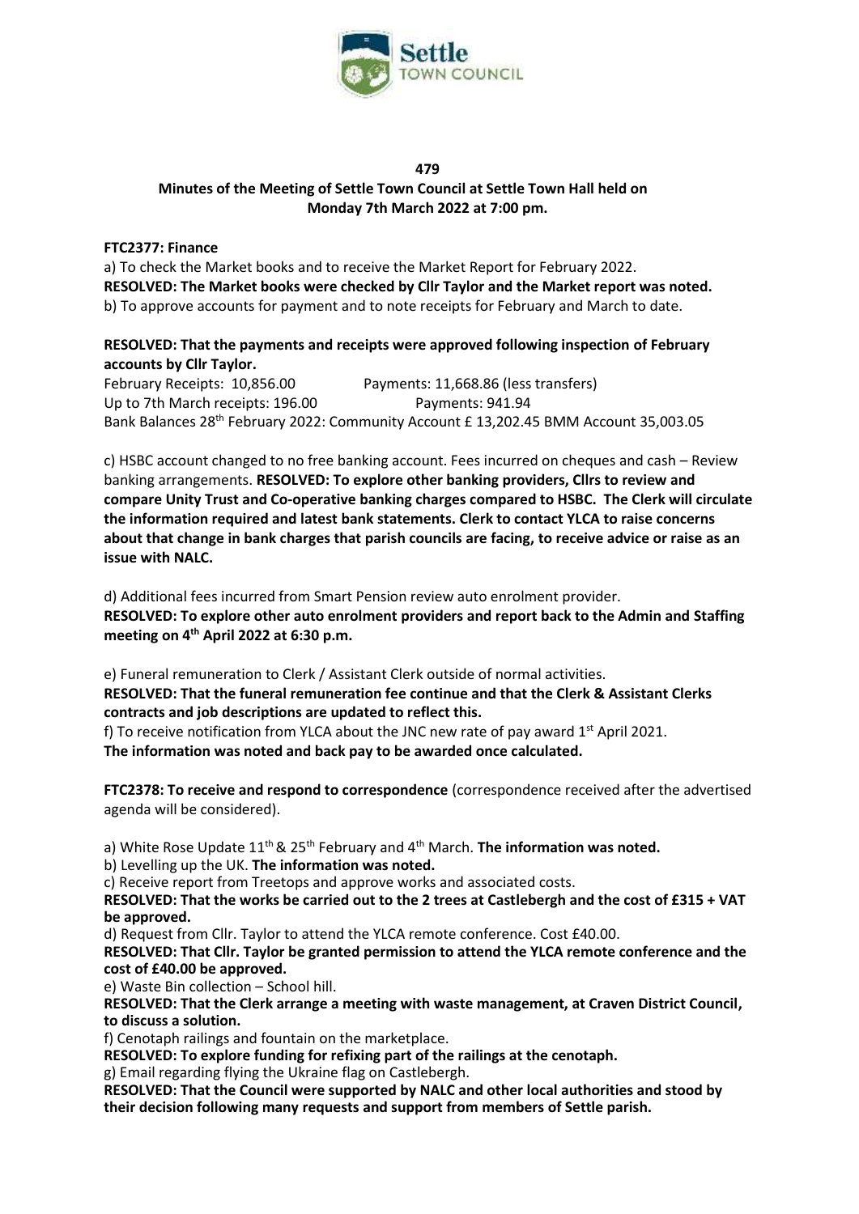**479**

**Minutes of the Meeting of Settle Town Council at Settle Town Hall held on Monday 7th March 2022 at 7:00 pm.**

**FTC2377: Finance**

a) To check the Market books and to receive the Market Report for February 2022.
**RESOLVED: The Market books were checked by Cllr Taylor and the Market report was noted.**
b) To approve accounts for payment and to note receipts for February and March to date.

**RESOLVED: That the payments and receipts were approved following inspection of February accounts by Cllr Taylor.**
February Receipts: 10,856.00 Payments: 11,668.86 (less transfers)
Up to 7th March receipts: 196.00 Payments: 941.94
Bank Balances 28th February 2022: Community Account £ 13,202.45 BMM Account 35,003.05

c) HSBC account changed to no free banking account. Fees incurred on cheques and cash – Review banking arrangements. **RESOLVED: To explore other banking providers, Cllrs to review and compare Unity Trust and Co-operative banking charges compared to HSBC. The Clerk will circulate the information required and latest bank statements. Clerk to contact YLCA to raise concerns about that change in bank charges that parish councils are facing, to receive advice or raise as an issue with NALC.**

d) Additional fees incurred from Smart Pension review auto enrolment provider.
**RESOLVED: To explore other auto enrolment providers and report back to the Admin and Staffing meeting on 4th April 2022 at 6:30 p.m.**

e) Funeral remuneration to Clerk / Assistant Clerk outside of normal activities.
**RESOLVED: That the funeral remuneration fee continue and that the Clerk & Assistant Clerks contracts and job descriptions are updated to reflect this.**
f) To receive notification from YLCA about the JNC new rate of pay award 1st April 2021.
**The information was noted and back pay to be awarded once calculated.**

**FTC2378: To receive and respond to correspondence** (correspondence received after the advertised agenda will be considered).

a) White Rose Update 11th & 25th February and 4th March. **The information was noted.**
b) Levelling up the UK. **The information was noted.**
c) Receive report from Treetops and approve works and associated costs.
**RESOLVED: That the works be carried out to the 2 trees at Castlebergh and the cost of £315 + VAT be approved.**
d) Request from Cllr. Taylor to attend the YLCA remote conference. Cost £40.00.
**RESOLVED: That Cllr. Taylor be granted permission to attend the YLCA remote conference and the cost of £40.00 be approved.**
e) Waste Bin collection – School hill.
**RESOLVED: That the Clerk arrange a meeting with waste management, at Craven District Council, to discuss a solution.**
f) Cenotaph railings and fountain on the marketplace.
**RESOLVED: To explore funding for refixing part of the railings at the cenotaph.**
g) Email regarding flying the Ukraine flag on Castlebergh.
**RESOLVED: That the Council were supported by NALC and other local authorities and stood by their decision following many requests and support from members of Settle parish.**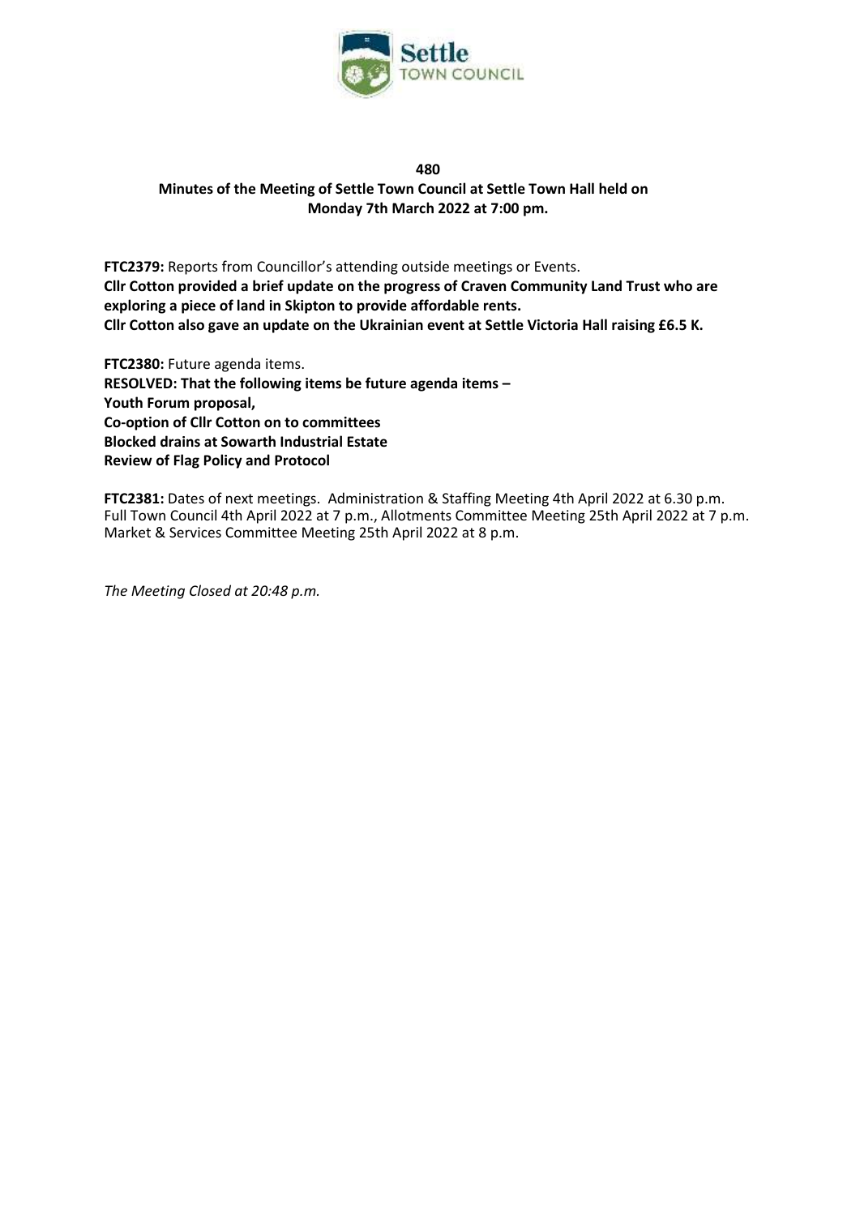**Minutes of the Meeting of Settle Town Council at Settle Town Hall held on Monday 7th March 2022 at 7:00 pm.**

**FTC2379:** Reports from Councillor's attending outside meetings or Events.
**Cllr Cotton provided a brief update on the progress of Craven Community Land Trust who are exploring a piece of land in Skipton to provide affordable rents.**
**Cllr Cotton also gave an update on the Ukrainian event at Settle Victoria Hall raising £6.5 K.**

**FTC2380:** Future agenda items.
**RESOLVED: That the following items be future agenda items –**
**Youth Forum proposal,**
**Co-option of Cllr Cotton on to committees**
**Blocked drains at Sowarth Industrial Estate**
**Review of Flag Policy and Protocol**

**FTC2381:** Dates of next meetings. Administration & Staffing Meeting 4th April 2022 at 6.30 p.m. Full Town Council 4th April 2022 at 7 p.m., Allotments Committee Meeting 25th April 2022 at 7 p.m. Market & Services Committee Meeting 25th April 2022 at 8 p.m.

*The Meeting Closed at 20:48 p.m.*